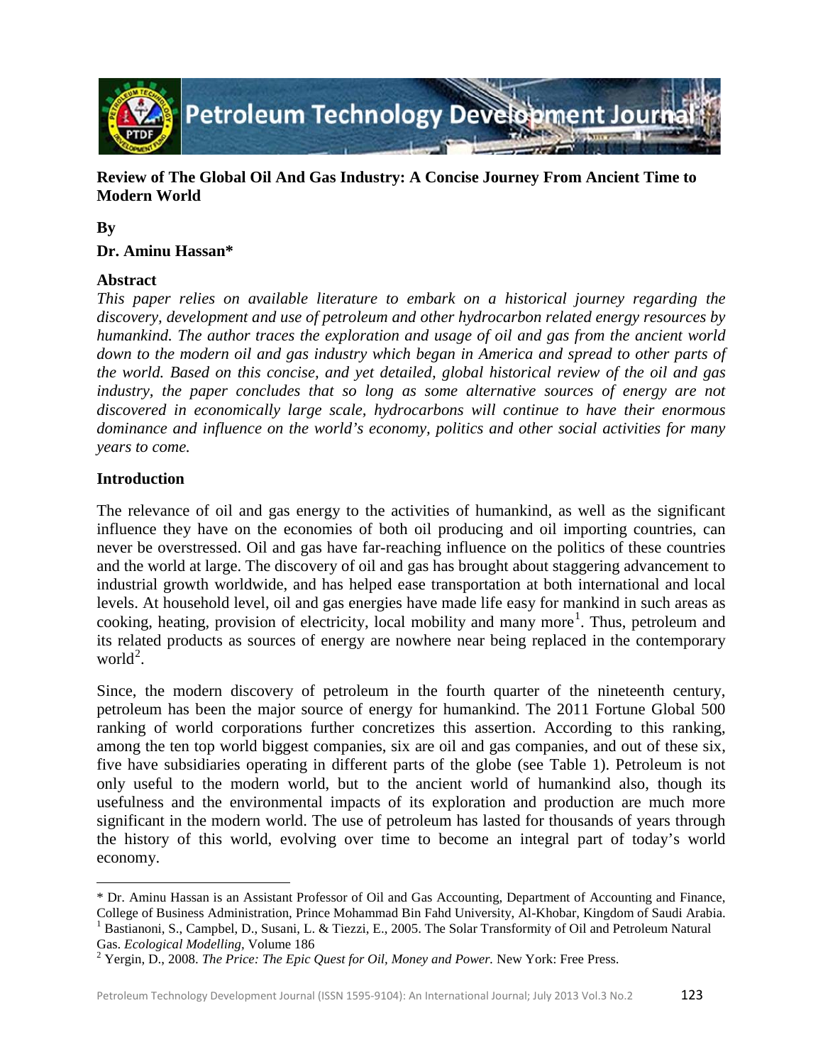# Review of The Global Oil And Gas Industry: A Concise Journey From Ancient Time to Modern World

**By**

**Dr. Aminu Hassan***

## Abstract

*This paper relies on available literature to embark on a historical journey regarding the discovery, development and use of petroleum and other hydrocarbon related energy resources by humankind. The author traces the exploration and usage of oil and gas from the ancient world down to the modern oil and gas industry which began in America and spread to other parts of the world. Based on this concise, and yet detailed, global historical review of the oil and gas industry, the paper concludes that so long as some alternative sources of energy are not discovered in economically large scale, hydrocarbons will continue to have their enormous dominance and influence on the world's economy, politics and other social activities for many years to come.*

## Introduction

The relevance of oil and gas energy to the activities of humankind, as well as the significant influence they have on the economies of both oil producing and oil importing countries, can never be overstressed. Oil and gas have far-reaching influence on the politics of these countries and the world at large. The discovery of oil and gas has brought about staggering advancement to industrial growth worldwide, and has helped ease transportation at both international and local levels. At household level, oil and gas energies have made life easy for mankind in such areas as cooking, heating, provision of electricity, local mobility and many more[1]. Thus, petroleum and its related products as sources of energy are nowhere near being replaced in the contemporary world[2].

Since, the modern discovery of petroleum in the fourth quarter of the nineteenth century, petroleum has been the major source of energy for humankind. The 2011 Fortune Global 500 ranking of world corporations further concretizes this assertion. According to this ranking, among the ten top world biggest companies, six are oil and gas companies, and out of these six, five have subsidiaries operating in different parts of the globe (see Table 1). Petroleum is not only useful to the modern world, but to the ancient world of humankind also, though its usefulness and the environmental impacts of its exploration and production are much more significant in the modern world. The use of petroleum has lasted for thousands of years through the history of this world, evolving over time to become an integral part of today's world economy.

---

\* Dr. Aminu Hassan is an Assistant Professor of Oil and Gas Accounting, Department of Accounting and Finance, College of Business Administration, Prince Mohammad Bin Fahd University, Al-Khobar, Kingdom of Saudi Arabia.

[1] Bastianoni, S., Campbel, D., Susani, L. & Tiezzi, E., 2005. The Solar Transformity of Oil and Petroleum Natural Gas. *Ecological Modelling,* Volume 186

[2] Yergin, D., 2008. *The Price: The Epic Quest for Oil, Money and Power.* New York: Free Press.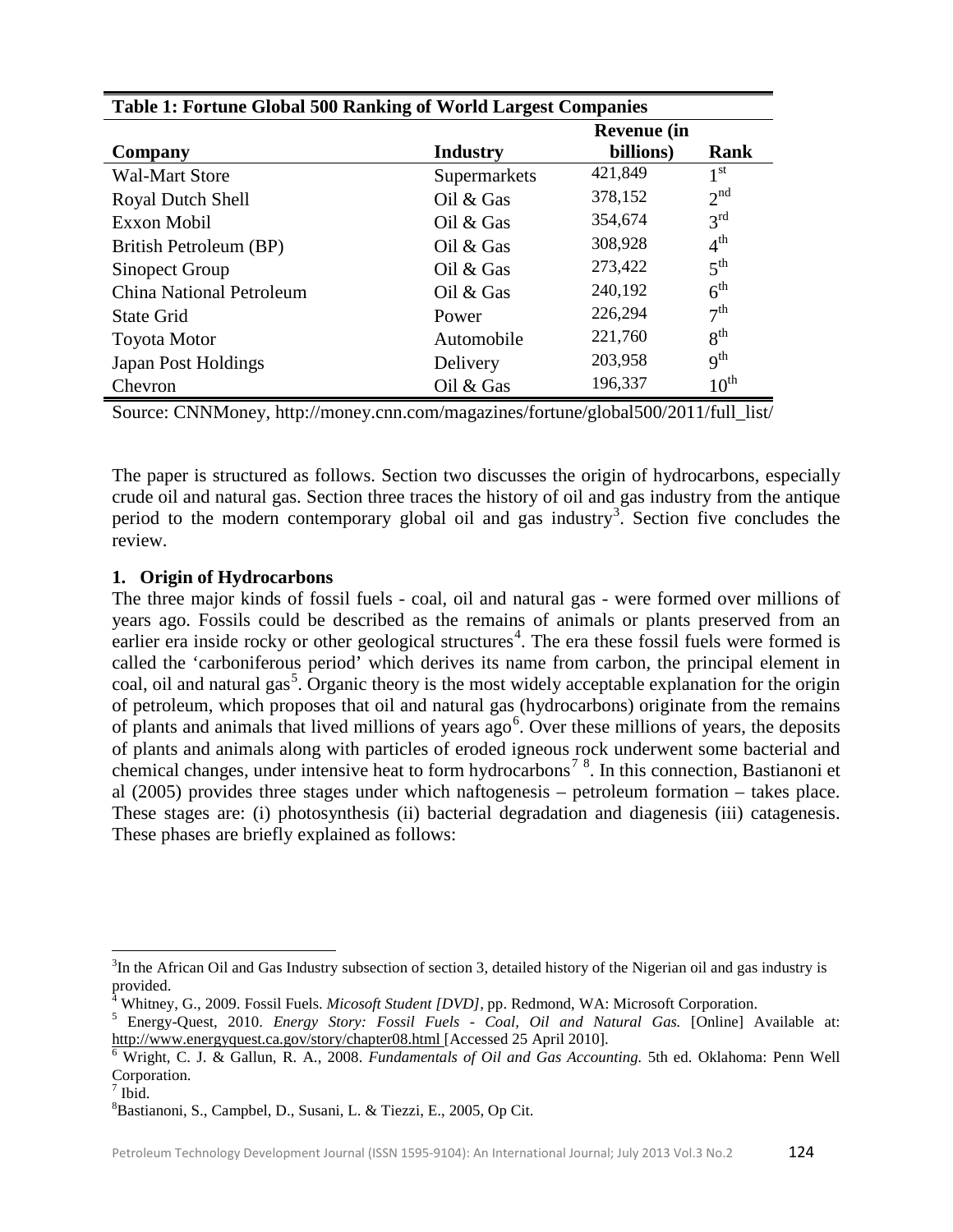**Table 1: Fortune Global 500 Ranking of World Largest Companies**

| Company | Industry | Revenue (in billions) | Rank |
|---|---|---|---|
| Wal-Mart Store | Supermarkets | 421,849 | 1st |
| Royal Dutch Shell | Oil & Gas | 378,152 | 2nd |
| Exxon Mobil | Oil & Gas | 354,674 | 3rd |
| British Petroleum (BP) | Oil & Gas | 308,928 | 4th |
| Sinopect Group | Oil & Gas | 273,422 | 5th |
| China National Petroleum | Oil & Gas | 240,192 | 6th |
| State Grid | Power | 226,294 | 7th |
| Toyota Motor | Automobile | 221,760 | 8th |
| Japan Post Holdings | Delivery | 203,958 | 9th |
| Chevron | Oil & Gas | 196,337 | 10th |

Source: CNNMoney, http://money.cnn.com/magazines/fortune/global500/2011/full_list/

The paper is structured as follows. Section two discusses the origin of hydrocarbons, especially crude oil and natural gas. Section three traces the history of oil and gas industry from the antique period to the modern contemporary global oil and gas industry[3]. Section five concludes the review.

### 1. Origin of Hydrocarbons

The three major kinds of fossil fuels - coal, oil and natural gas - were formed over millions of years ago. Fossils could be described as the remains of animals or plants preserved from an earlier era inside rocky or other geological structures[4]. The era these fossil fuels were formed is called the 'carboniferous period' which derives its name from carbon, the principal element in coal, oil and natural gas[5]. Organic theory is the most widely acceptable explanation for the origin of petroleum, which proposes that oil and natural gas (hydrocarbons) originate from the remains of plants and animals that lived millions of years ago[6]. Over these millions of years, the deposits of plants and animals along with particles of eroded igneous rock underwent some bacterial and chemical changes, under intensive heat to form hydrocarbons[7] [8]. In this connection, Bastianoni et al (2005) provides three stages under which naftogenesis – petroleum formation – takes place. These stages are: (i) photosynthesis (ii) bacterial degradation and diagenesis (iii) catagenesis. These phases are briefly explained as follows:

---

[3] In the African Oil and Gas Industry subsection of section 3, detailed history of the Nigerian oil and gas industry is provided.

[4] Whitney, G., 2009. Fossil Fuels. *Micosoft Student [DVD]*, pp. Redmond, WA: Microsoft Corporation.

[5] Energy-Quest, 2010. *Energy Story: Fossil Fuels - Coal, Oil and Natural Gas.* [Online] Available at: http://www.energyquest.ca.gov/story/chapter08.html [Accessed 25 April 2010].

[6] Wright, C. J. & Gallun, R. A., 2008. *Fundamentals of Oil and Gas Accounting.* 5th ed. Oklahoma: Penn Well Corporation.

[7] Ibid.

[8] Bastianoni, S., Campbel, D., Susani, L. & Tiezzi, E., 2005, Op Cit.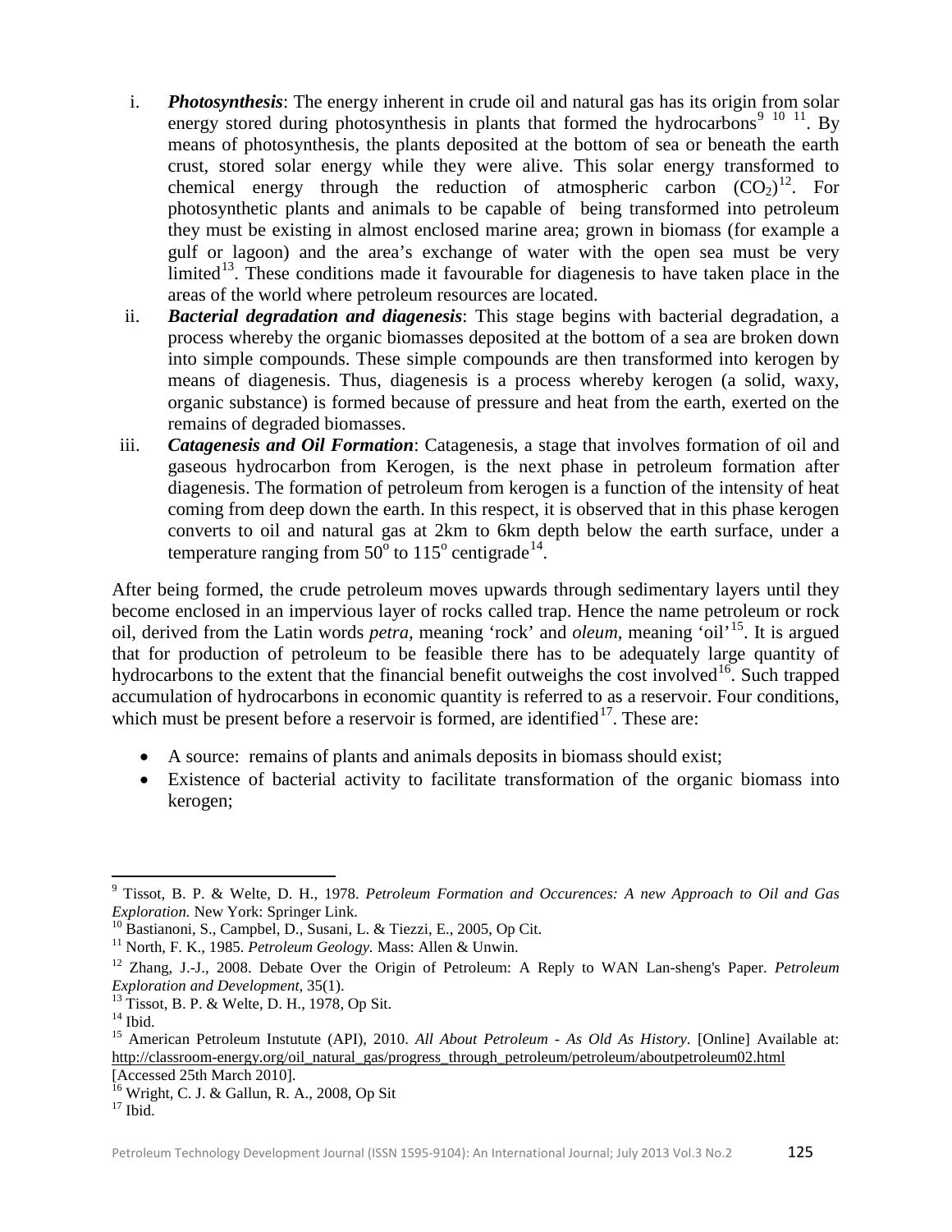i. ***Photosynthesis***: The energy inherent in crude oil and natural gas has its origin from solar energy stored during photosynthesis in plants that formed the hydrocarbons[9 10 11]. By means of photosynthesis, the plants deposited at the bottom of sea or beneath the earth crust, stored solar energy while they were alive. This solar energy transformed to chemical energy through the reduction of atmospheric carbon ($CO_2$)[12]. For photosynthetic plants and animals to be capable of being transformed into petroleum they must be existing in almost enclosed marine area; grown in biomass (for example a gulf or lagoon) and the area's exchange of water with the open sea must be very limited[13]. These conditions made it favourable for diagenesis to have taken place in the areas of the world where petroleum resources are located.

ii. ***Bacterial degradation and diagenesis***: This stage begins with bacterial degradation, a process whereby the organic biomasses deposited at the bottom of a sea are broken down into simple compounds. These simple compounds are then transformed into kerogen by means of diagenesis. Thus, diagenesis is a process whereby kerogen (a solid, waxy, organic substance) is formed because of pressure and heat from the earth, exerted on the remains of degraded biomasses.

iii. ***Catagenesis and Oil Formation***: Catagenesis, a stage that involves formation of oil and gaseous hydrocarbon from Kerogen, is the next phase in petroleum formation after diagenesis. The formation of petroleum from kerogen is a function of the intensity of heat coming from deep down the earth. In this respect, it is observed that in this phase kerogen converts to oil and natural gas at 2km to 6km depth below the earth surface, under a temperature ranging from $50^{o}$ to $115^{o}$ centigrade[14].

After being formed, the crude petroleum moves upwards through sedimentary layers until they become enclosed in an impervious layer of rocks called trap. Hence the name petroleum or rock oil, derived from the Latin words *petra*, meaning 'rock' and *oleum*, meaning 'oil'[15]. It is argued that for production of petroleum to be feasible there has to be adequately large quantity of hydrocarbons to the extent that the financial benefit outweighs the cost involved[16]. Such trapped accumulation of hydrocarbons in economic quantity is referred to as a reservoir. Four conditions, which must be present before a reservoir is formed, are identified[17]. These are:

- A source: remains of plants and animals deposits in biomass should exist;
- Existence of bacterial activity to facilitate transformation of the organic biomass into kerogen;

---

[9] Tissot, B. P. & Welte, D. H., 1978. *Petroleum Formation and Occurences: A new Approach to Oil and Gas Exploration.* New York: Springer Link.

[10] Bastianoni, S., Campbel, D., Susani, L. & Tiezzi, E., 2005, Op Cit.

[11] North, F. K., 1985. *Petroleum Geology.* Mass: Allen & Unwin.

[12] Zhang, J.-J., 2008. Debate Over the Origin of Petroleum: A Reply to WAN Lan-sheng's Paper. *Petroleum Exploration and Development,* 35(1).

[13] Tissot, B. P. & Welte, D. H., 1978, Op Sit.

[14] Ibid.

[15] American Petroleum Instutute (API), 2010. *All About Petroleum - As Old As History*. [Online] Available at: http://classroom-energy.org/oil_natural_gas/progress_through_petroleum/petroleum/aboutpetroleum02.html [Accessed 25th March 2010].

[16] Wright, C. J. & Gallun, R. A., 2008, Op Sit

[17] Ibid.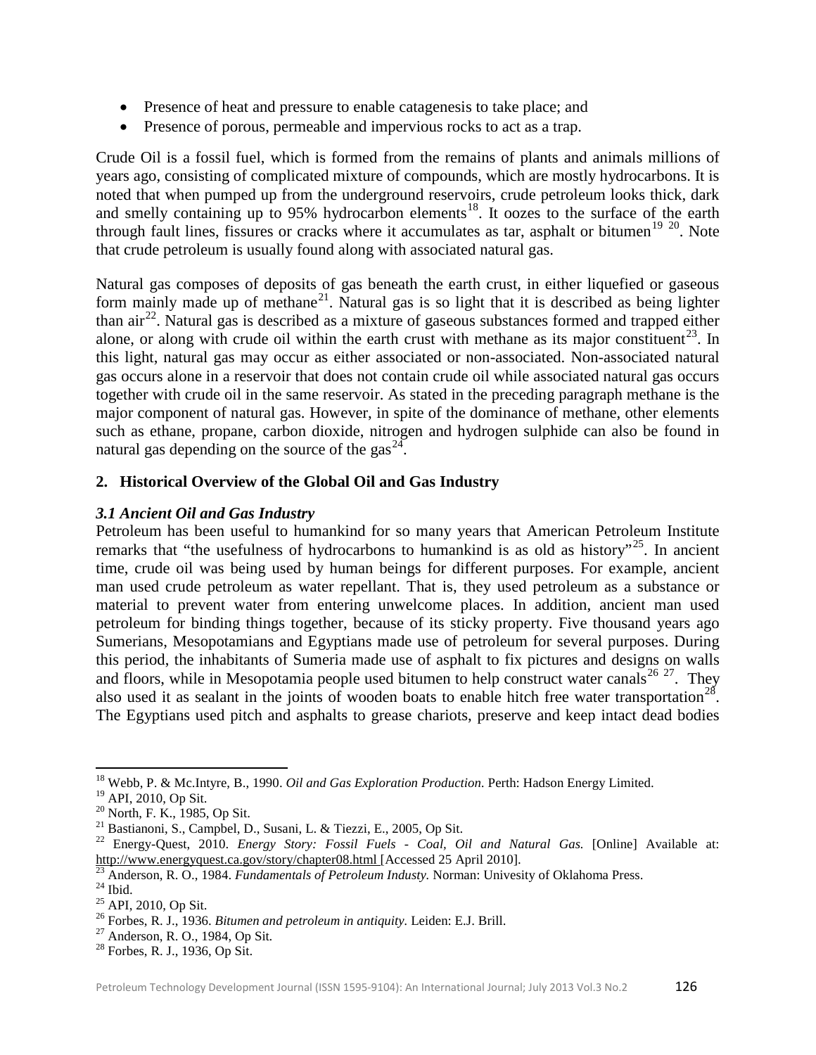- Presence of heat and pressure to enable catagenesis to take place; and
- Presence of porous, permeable and impervious rocks to act as a trap.

Crude Oil is a fossil fuel, which is formed from the remains of plants and animals millions of years ago, consisting of complicated mixture of compounds, which are mostly hydrocarbons. It is noted that when pumped up from the underground reservoirs, crude petroleum looks thick, dark and smelly containing up to 95% hydrocarbon elements[18]. It oozes to the surface of the earth through fault lines, fissures or cracks where it accumulates as tar, asphalt or bitumen[19] [20]. Note that crude petroleum is usually found along with associated natural gas.

Natural gas composes of deposits of gas beneath the earth crust, in either liquefied or gaseous form mainly made up of methane[21]. Natural gas is so light that it is described as being lighter than air[22]. Natural gas is described as a mixture of gaseous substances formed and trapped either alone, or along with crude oil within the earth crust with methane as its major constituent[23]. In this light, natural gas may occur as either associated or non-associated. Non-associated natural gas occurs alone in a reservoir that does not contain crude oil while associated natural gas occurs together with crude oil in the same reservoir. As stated in the preceding paragraph methane is the major component of natural gas. However, in spite of the dominance of methane, other elements such as ethane, propane, carbon dioxide, nitrogen and hydrogen sulphide can also be found in natural gas depending on the source of the gas[24].

## 2. Historical Overview of the Global Oil and Gas Industry

### *3.1 Ancient Oil and Gas Industry*

Petroleum has been useful to humankind for so many years that American Petroleum Institute remarks that "the usefulness of hydrocarbons to humankind is as old as history"[25]. In ancient time, crude oil was being used by human beings for different purposes. For example, ancient man used crude petroleum as water repellant. That is, they used petroleum as a substance or material to prevent water from entering unwelcome places. In addition, ancient man used petroleum for binding things together, because of its sticky property. Five thousand years ago Sumerians, Mesopotamians and Egyptians made use of petroleum for several purposes. During this period, the inhabitants of Sumeria made use of asphalt to fix pictures and designs on walls and floors, while in Mesopotamia people used bitumen to help construct water canals[26] [27]. They also used it as sealant in the joints of wooden boats to enable hitch free water transportation[28]. The Egyptians used pitch and asphalts to grease chariots, preserve and keep intact dead bodies

---

[18] Webb, P. & Mc.Intyre, B., 1990. *Oil and Gas Exploration Production.* Perth: Hadson Energy Limited.
[19] API, 2010, Op Sit.
[20] North, F. K., 1985, Op Sit.
[21] Bastianoni, S., Campbel, D., Susani, L. & Tiezzi, E., 2005, Op Sit.
[22] Energy-Quest, 2010. *Energy Story: Fossil Fuels - Coal, Oil and Natural Gas.* [Online] Available at: http://www.energyquest.ca.gov/story/chapter08.html [Accessed 25 April 2010].
[23] Anderson, R. O., 1984. *Fundamentals of Petroleum Industy.* Norman: Univesity of Oklahoma Press.
[24] Ibid.
[25] API, 2010, Op Sit.
[26] Forbes, R. J., 1936. *Bitumen and petroleum in antiquity.* Leiden: E.J. Brill.
[27] Anderson, R. O., 1984, Op Sit.
[28] Forbes, R. J., 1936, Op Sit.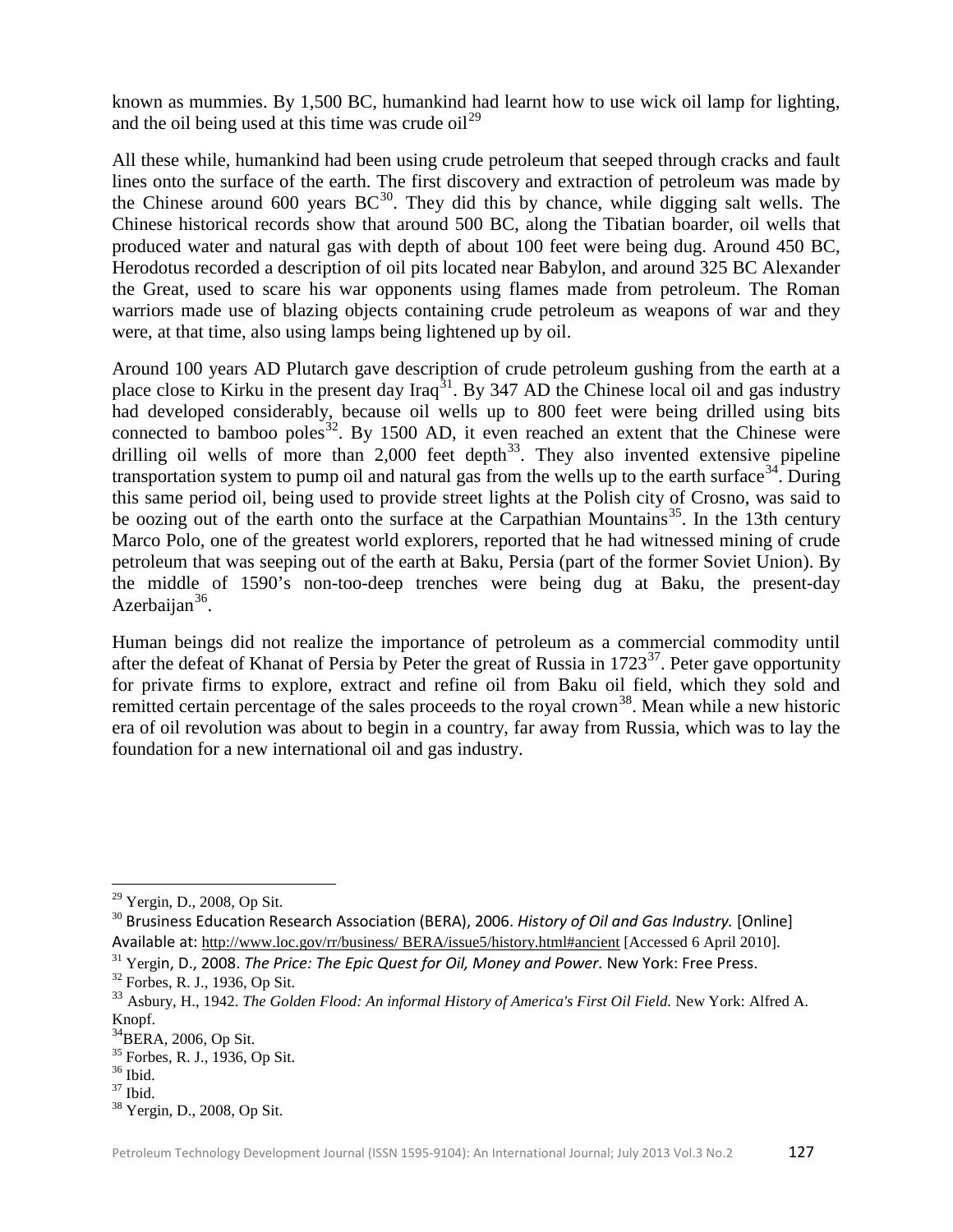known as mummies. By 1,500 BC, humankind had learnt how to use wick oil lamp for lighting, and the oil being used at this time was crude oil[29]

All these while, humankind had been using crude petroleum that seeped through cracks and fault lines onto the surface of the earth. The first discovery and extraction of petroleum was made by the Chinese around 600 years BC[30]. They did this by chance, while digging salt wells. The Chinese historical records show that around 500 BC, along the Tibatian boarder, oil wells that produced water and natural gas with depth of about 100 feet were being dug. Around 450 BC, Herodotus recorded a description of oil pits located near Babylon, and around 325 BC Alexander the Great, used to scare his war opponents using flames made from petroleum. The Roman warriors made use of blazing objects containing crude petroleum as weapons of war and they were, at that time, also using lamps being lightened up by oil.

Around 100 years AD Plutarch gave description of crude petroleum gushing from the earth at a place close to Kirku in the present day Iraq[31]. By 347 AD the Chinese local oil and gas industry had developed considerably, because oil wells up to 800 feet were being drilled using bits connected to bamboo poles[32]. By 1500 AD, it even reached an extent that the Chinese were drilling oil wells of more than 2,000 feet depth[33]. They also invented extensive pipeline transportation system to pump oil and natural gas from the wells up to the earth surface[34]. During this same period oil, being used to provide street lights at the Polish city of Crosno, was said to be oozing out of the earth onto the surface at the Carpathian Mountains[35]. In the 13th century Marco Polo, one of the greatest world explorers, reported that he had witnessed mining of crude petroleum that was seeping out of the earth at Baku, Persia (part of the former Soviet Union). By the middle of 1590's non-too-deep trenches were being dug at Baku, the present-day Azerbaijan[36].

Human beings did not realize the importance of petroleum as a commercial commodity until after the defeat of Khanat of Persia by Peter the great of Russia in 1723[37]. Peter gave opportunity for private firms to explore, extract and refine oil from Baku oil field, which they sold and remitted certain percentage of the sales proceeds to the royal crown[38]. Mean while a new historic era of oil revolution was about to begin in a country, far away from Russia, which was to lay the foundation for a new international oil and gas industry.

---

[29] Yergin, D., 2008, Op Sit.

[30] Brusiness Education Research Association (BERA), 2006. *History of Oil and Gas Industry.* [Online] Available at: http://www.loc.gov/rr/business/ BERA/issue5/history.html#ancient [Accessed 6 April 2010].

[31] Yergin, D., 2008. *The Price: The Epic Quest for Oil, Money and Power.* New York: Free Press.

[32] Forbes, R. J., 1936, Op Sit.

[33] Asbury, H., 1942. *The Golden Flood: An informal History of America's First Oil Field.* New York: Alfred A. Knopf.

[34] BERA, 2006, Op Sit.

[35] Forbes, R. J., 1936, Op Sit.

[36] Ibid.

[37] Ibid.

[38] Yergin, D., 2008, Op Sit.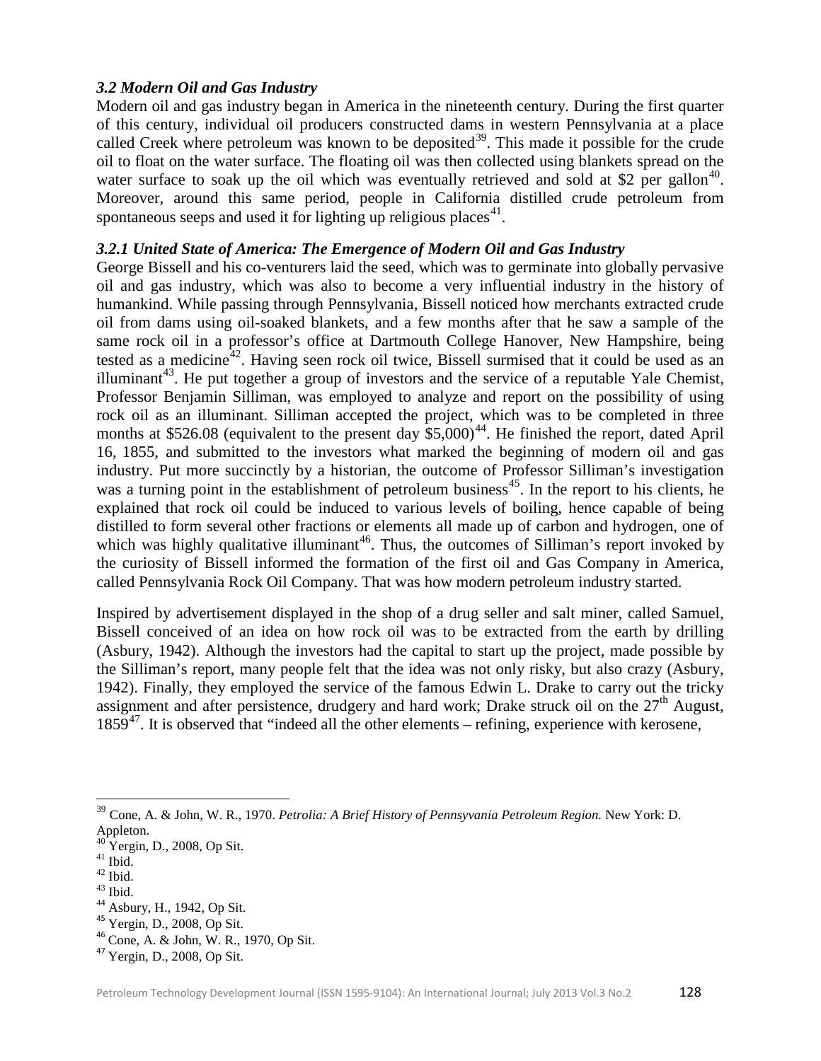### *3.2 Modern Oil and Gas Industry*

Modern oil and gas industry began in America in the nineteenth century. During the first quarter of this century, individual oil producers constructed dams in western Pennsylvania at a place called Creek where petroleum was known to be deposited[39]. This made it possible for the crude oil to float on the water surface. The floating oil was then collected using blankets spread on the water surface to soak up the oil which was eventually retrieved and sold at $2 per gallon[40]. Moreover, around this same period, people in California distilled crude petroleum from spontaneous seeps and used it for lighting up religious places[41].

#### *3.2.1 United State of America: The Emergence of Modern Oil and Gas Industry*

George Bissell and his co-venturers laid the seed, which was to germinate into globally pervasive oil and gas industry, which was also to become a very influential industry in the history of humankind. While passing through Pennsylvania, Bissell noticed how merchants extracted crude oil from dams using oil-soaked blankets, and a few months after that he saw a sample of the same rock oil in a professor's office at Dartmouth College Hanover, New Hampshire, being tested as a medicine[42]. Having seen rock oil twice, Bissell surmised that it could be used as an illuminant[43]. He put together a group of investors and the service of a reputable Yale Chemist, Professor Benjamin Silliman, was employed to analyze and report on the possibility of using rock oil as an illuminant. Silliman accepted the project, which was to be completed in three months at $526.08 (equivalent to the present day $5,000)[44]. He finished the report, dated April 16, 1855, and submitted to the investors what marked the beginning of modern oil and gas industry. Put more succinctly by a historian, the outcome of Professor Silliman's investigation was a turning point in the establishment of petroleum business[45]. In the report to his clients, he explained that rock oil could be induced to various levels of boiling, hence capable of being distilled to form several other fractions or elements all made up of carbon and hydrogen, one of which was highly qualitative illuminant[46]. Thus, the outcomes of Silliman's report invoked by the curiosity of Bissell informed the formation of the first oil and Gas Company in America, called Pennsylvania Rock Oil Company. That was how modern petroleum industry started.

Inspired by advertisement displayed in the shop of a drug seller and salt miner, called Samuel, Bissell conceived of an idea on how rock oil was to be extracted from the earth by drilling (Asbury, 1942). Although the investors had the capital to start up the project, made possible by the Silliman's report, many people felt that the idea was not only risky, but also crazy (Asbury, 1942). Finally, they employed the service of the famous Edwin L. Drake to carry out the tricky assignment and after persistence, drudgery and hard work; Drake struck oil on the 27th August, 1859[47]. It is observed that "indeed all the other elements – refining, experience with kerosene,

---

[39] Cone, A. & John, W. R., 1970. *Petrolia: A Brief History of Pennsyvania Petroleum Region.* New York: D. Appleton.

[40] Yergin, D., 2008, Op Sit.

[41] Ibid.

[42] Ibid.

[43] Ibid.

[44] Asbury, H., 1942, Op Sit.

[45] Yergin, D., 2008, Op Sit.

[46] Cone, A. & John, W. R., 1970, Op Sit.

[47] Yergin, D., 2008, Op Sit.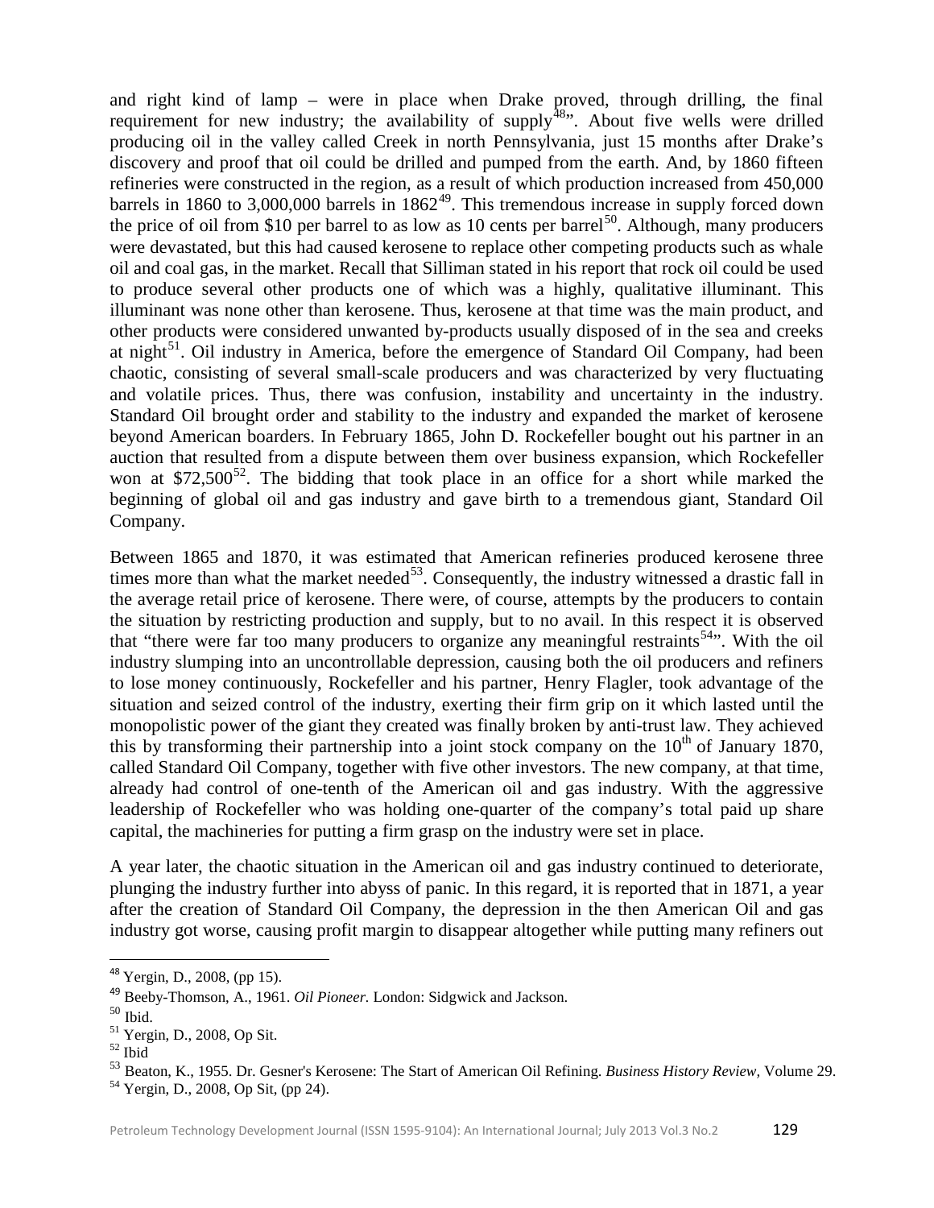and right kind of lamp – were in place when Drake proved, through drilling, the final requirement for new industry; the availability of supply[48]". About five wells were drilled producing oil in the valley called Creek in north Pennsylvania, just 15 months after Drake's discovery and proof that oil could be drilled and pumped from the earth. And, by 1860 fifteen refineries were constructed in the region, as a result of which production increased from 450,000 barrels in 1860 to 3,000,000 barrels in 1862[49]. This tremendous increase in supply forced down the price of oil from $10 per barrel to as low as 10 cents per barrel[50]. Although, many producers were devastated, but this had caused kerosene to replace other competing products such as whale oil and coal gas, in the market. Recall that Silliman stated in his report that rock oil could be used to produce several other products one of which was a highly, qualitative illuminant. This illuminant was none other than kerosene. Thus, kerosene at that time was the main product, and other products were considered unwanted by-products usually disposed of in the sea and creeks at night[51]. Oil industry in America, before the emergence of Standard Oil Company, had been chaotic, consisting of several small-scale producers and was characterized by very fluctuating and volatile prices. Thus, there was confusion, instability and uncertainty in the industry. Standard Oil brought order and stability to the industry and expanded the market of kerosene beyond American boarders. In February 1865, John D. Rockefeller bought out his partner in an auction that resulted from a dispute between them over business expansion, which Rockefeller won at $72,500[52]. The bidding that took place in an office for a short while marked the beginning of global oil and gas industry and gave birth to a tremendous giant, Standard Oil Company.

Between 1865 and 1870, it was estimated that American refineries produced kerosene three times more than what the market needed[53]. Consequently, the industry witnessed a drastic fall in the average retail price of kerosene. There were, of course, attempts by the producers to contain the situation by restricting production and supply, but to no avail. In this respect it is observed that "there were far too many producers to organize any meaningful restraints[54]". With the oil industry slumping into an uncontrollable depression, causing both the oil producers and refiners to lose money continuously, Rockefeller and his partner, Henry Flagler, took advantage of the situation and seized control of the industry, exerting their firm grip on it which lasted until the monopolistic power of the giant they created was finally broken by anti-trust law. They achieved this by transforming their partnership into a joint stock company on the 10th of January 1870, called Standard Oil Company, together with five other investors. The new company, at that time, already had control of one-tenth of the American oil and gas industry. With the aggressive leadership of Rockefeller who was holding one-quarter of the company's total paid up share capital, the machineries for putting a firm grasp on the industry were set in place.

A year later, the chaotic situation in the American oil and gas industry continued to deteriorate, plunging the industry further into abyss of panic. In this regard, it is reported that in 1871, a year after the creation of Standard Oil Company, the depression in the then American Oil and gas industry got worse, causing profit margin to disappear altogether while putting many refiners out

---

[48] Yergin, D., 2008, (pp 15).

[49] Beeby-Thomson, A., 1961. *Oil Pioneer.* London: Sidgwick and Jackson.

[50] Ibid.

[51] Yergin, D., 2008, Op Sit.

[52] Ibid

[53] Beaton, K., 1955. Dr. Gesner's Kerosene: The Start of American Oil Refining. *Business History Review,* Volume 29.

[54] Yergin, D., 2008, Op Sit, (pp 24).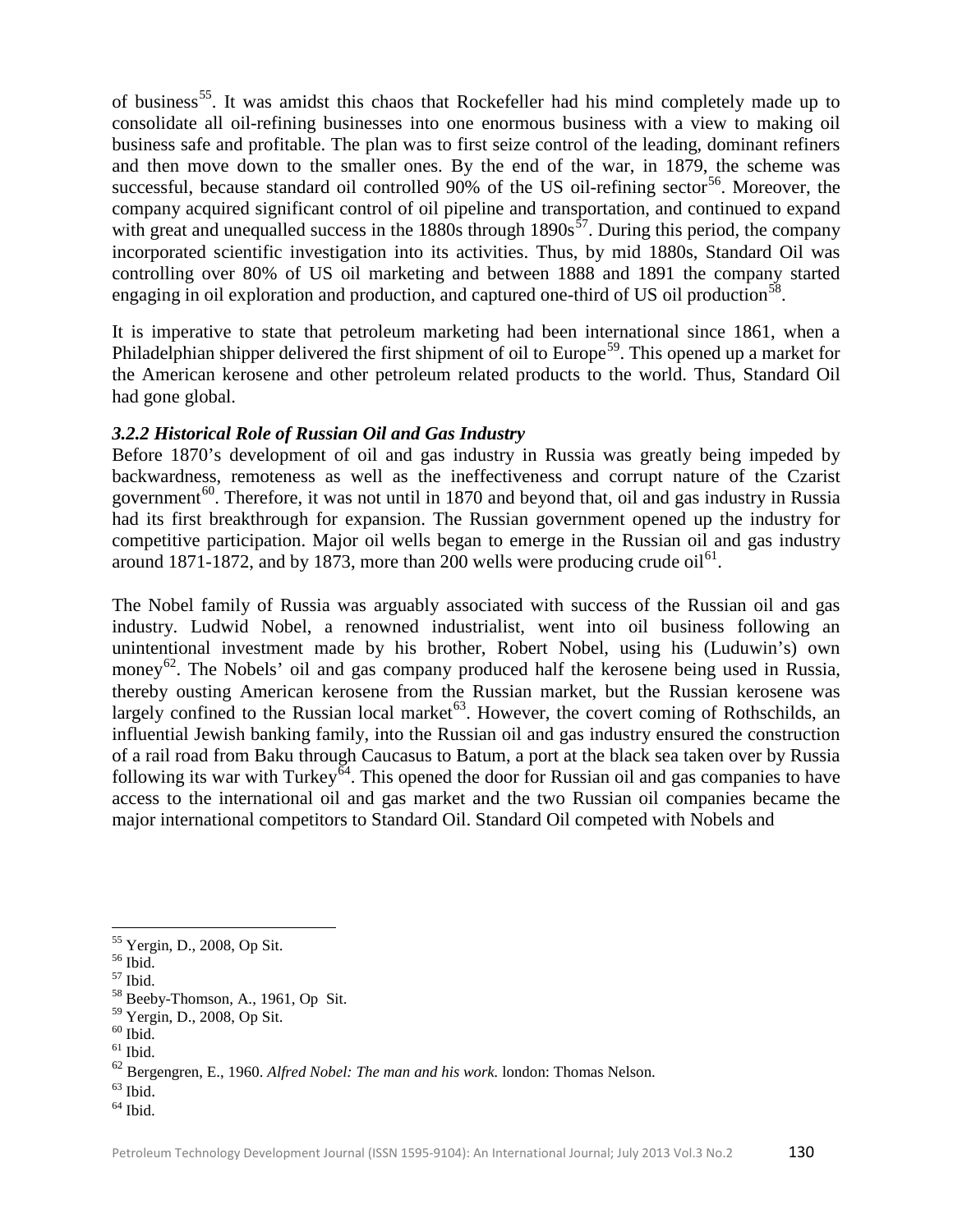of business[55]. It was amidst this chaos that Rockefeller had his mind completely made up to consolidate all oil-refining businesses into one enormous business with a view to making oil business safe and profitable. The plan was to first seize control of the leading, dominant refiners and then move down to the smaller ones. By the end of the war, in 1879, the scheme was successful, because standard oil controlled 90% of the US oil-refining sector[56]. Moreover, the company acquired significant control of oil pipeline and transportation, and continued to expand with great and unequalled success in the 1880s through 1890s[57]. During this period, the company incorporated scientific investigation into its activities. Thus, by mid 1880s, Standard Oil was controlling over 80% of US oil marketing and between 1888 and 1891 the company started engaging in oil exploration and production, and captured one-third of US oil production[58].

It is imperative to state that petroleum marketing had been international since 1861, when a Philadelphian shipper delivered the first shipment of oil to Europe[59]. This opened up a market for the American kerosene and other petroleum related products to the world. Thus, Standard Oil had gone global.

### *3.2.2 Historical Role of Russian Oil and Gas Industry*

Before 1870's development of oil and gas industry in Russia was greatly being impeded by backwardness, remoteness as well as the ineffectiveness and corrupt nature of the Czarist government[60]. Therefore, it was not until in 1870 and beyond that, oil and gas industry in Russia had its first breakthrough for expansion. The Russian government opened up the industry for competitive participation. Major oil wells began to emerge in the Russian oil and gas industry around 1871-1872, and by 1873, more than 200 wells were producing crude oil[61].

The Nobel family of Russia was arguably associated with success of the Russian oil and gas industry. Ludwid Nobel, a renowned industrialist, went into oil business following an unintentional investment made by his brother, Robert Nobel, using his (Luduwin's) own money[62]. The Nobels' oil and gas company produced half the kerosene being used in Russia, thereby ousting American kerosene from the Russian market, but the Russian kerosene was largely confined to the Russian local market[63]. However, the covert coming of Rothschilds, an influential Jewish banking family, into the Russian oil and gas industry ensured the construction of a rail road from Baku through Caucasus to Batum, a port at the black sea taken over by Russia following its war with Turkey[64]. This opened the door for Russian oil and gas companies to have access to the international oil and gas market and the two Russian oil companies became the major international competitors to Standard Oil. Standard Oil competed with Nobels and

---

[55] Yergin, D., 2008, Op Sit.
[56] Ibid.
[57] Ibid.
[58] Beeby-Thomson, A., 1961, Op Sit.
[59] Yergin, D., 2008, Op Sit.
[60] Ibid.
[61] Ibid.
[62] Bergengren, E., 1960. *Alfred Nobel: The man and his work.* london: Thomas Nelson.
[63] Ibid.
[64] Ibid.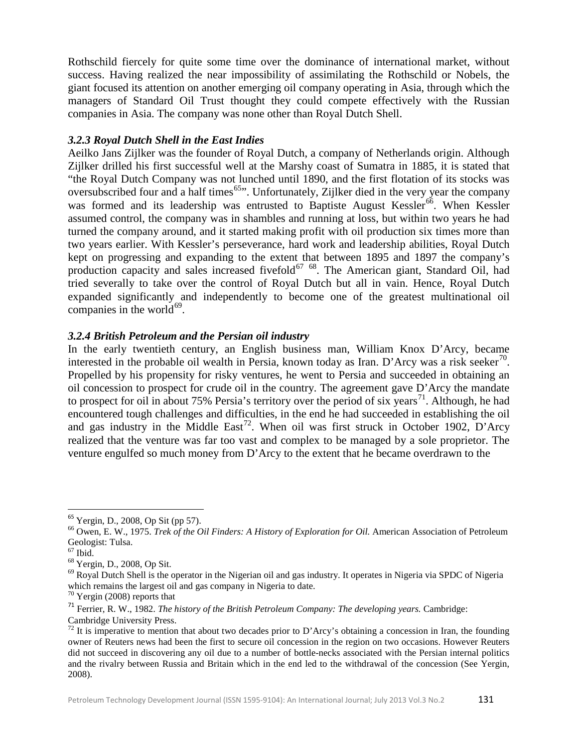Rothschild fiercely for quite some time over the dominance of international market, without success. Having realized the near impossibility of assimilating the Rothschild or Nobels, the giant focused its attention on another emerging oil company operating in Asia, through which the managers of Standard Oil Trust thought they could compete effectively with the Russian companies in Asia. The company was none other than Royal Dutch Shell.

### *3.2.3 Royal Dutch Shell in the East Indies*

Aeilko Jans Zijlker was the founder of Royal Dutch, a company of Netherlands origin. Although Zijlker drilled his first successful well at the Marshy coast of Sumatra in 1885, it is stated that "the Royal Dutch Company was not lunched until 1890, and the first flotation of its stocks was oversubscribed four and a half times[65]". Unfortunately, Zijlker died in the very year the company was formed and its leadership was entrusted to Baptiste August Kessler[66]. When Kessler assumed control, the company was in shambles and running at loss, but within two years he had turned the company around, and it started making profit with oil production six times more than two years earlier. With Kessler's perseverance, hard work and leadership abilities, Royal Dutch kept on progressing and expanding to the extent that between 1895 and 1897 the company's production capacity and sales increased fivefold[67] [68]. The American giant, Standard Oil, had tried severally to take over the control of Royal Dutch but all in vain. Hence, Royal Dutch expanded significantly and independently to become one of the greatest multinational oil companies in the world[69].

### *3.2.4 British Petroleum and the Persian oil industry*

In the early twentieth century, an English business man, William Knox D'Arcy, became interested in the probable oil wealth in Persia, known today as Iran. D'Arcy was a risk seeker[70]. Propelled by his propensity for risky ventures, he went to Persia and succeeded in obtaining an oil concession to prospect for crude oil in the country. The agreement gave D'Arcy the mandate to prospect for oil in about 75% Persia's territory over the period of six years[71]. Although, he had encountered tough challenges and difficulties, in the end he had succeeded in establishing the oil and gas industry in the Middle East[72]. When oil was first struck in October 1902, D'Arcy realized that the venture was far too vast and complex to be managed by a sole proprietor. The venture engulfed so much money from D'Arcy to the extent that he became overdrawn to the

---

[65] Yergin, D., 2008, Op Sit (pp 57).

[66] Owen, E. W., 1975. *Trek of the Oil Finders: A History of Exploration for Oil.* American Association of Petroleum Geologist: Tulsa.

[67] Ibid.

[68] Yergin, D., 2008, Op Sit.

[69] Royal Dutch Shell is the operator in the Nigerian oil and gas industry. It operates in Nigeria via SPDC of Nigeria which remains the largest oil and gas company in Nigeria to date.

[70] Yergin (2008) reports that

[71] Ferrier, R. W., 1982. *The history of the British Petroleum Company: The developing years.* Cambridge: Cambridge University Press.

[72] It is imperative to mention that about two decades prior to D'Arcy's obtaining a concession in Iran, the founding owner of Reuters news had been the first to secure oil concession in the region on two occasions. However Reuters did not succeed in discovering any oil due to a number of bottle-necks associated with the Persian internal politics and the rivalry between Russia and Britain which in the end led to the withdrawal of the concession (See Yergin, 2008).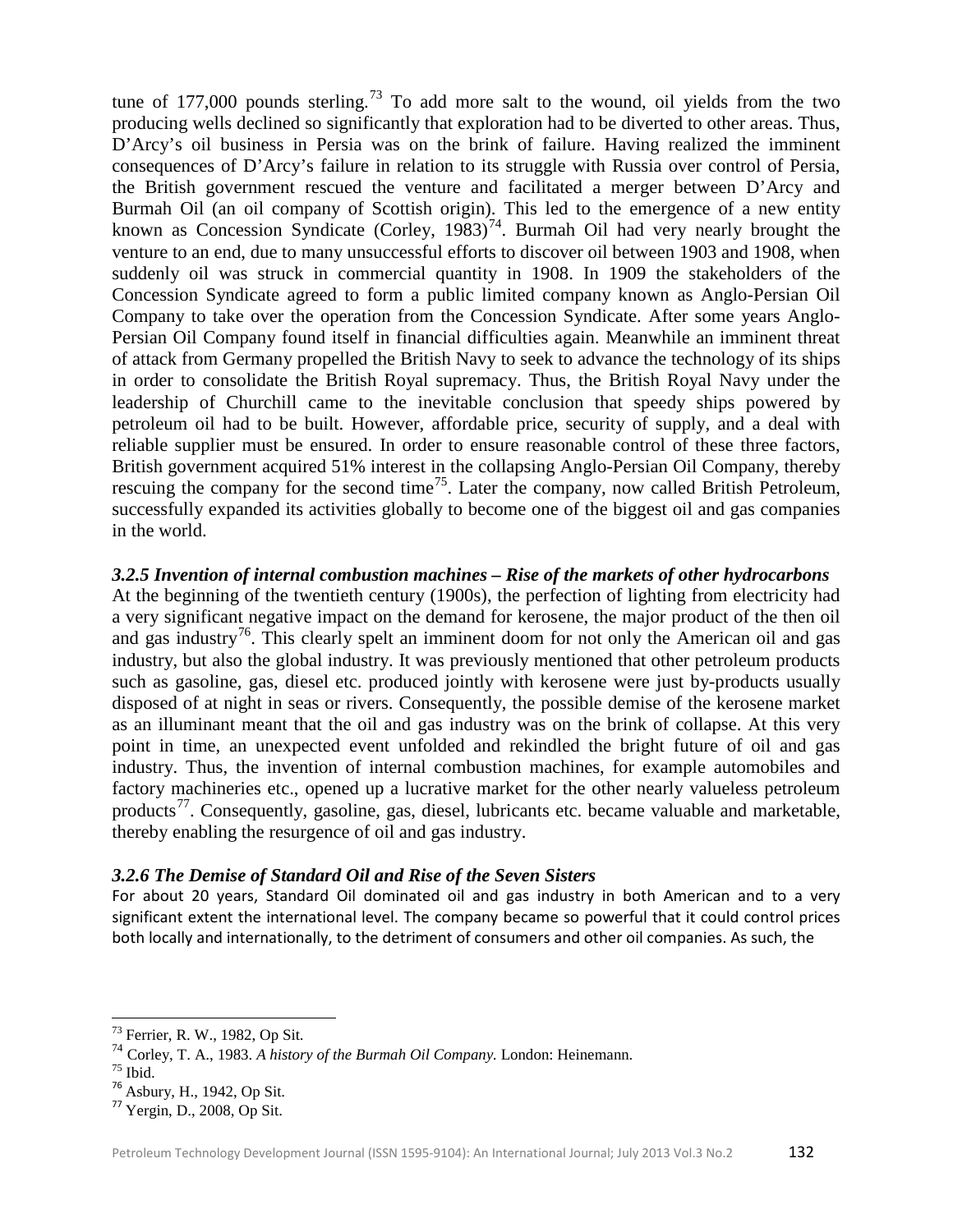tune of 177,000 pounds sterling.[73] To add more salt to the wound, oil yields from the two producing wells declined so significantly that exploration had to be diverted to other areas. Thus, D'Arcy's oil business in Persia was on the brink of failure. Having realized the imminent consequences of D'Arcy's failure in relation to its struggle with Russia over control of Persia, the British government rescued the venture and facilitated a merger between D'Arcy and Burmah Oil (an oil company of Scottish origin). This led to the emergence of a new entity known as Concession Syndicate (Corley, 1983)[74]. Burmah Oil had very nearly brought the venture to an end, due to many unsuccessful efforts to discover oil between 1903 and 1908, when suddenly oil was struck in commercial quantity in 1908. In 1909 the stakeholders of the Concession Syndicate agreed to form a public limited company known as Anglo-Persian Oil Company to take over the operation from the Concession Syndicate. After some years Anglo-Persian Oil Company found itself in financial difficulties again. Meanwhile an imminent threat of attack from Germany propelled the British Navy to seek to advance the technology of its ships in order to consolidate the British Royal supremacy. Thus, the British Royal Navy under the leadership of Churchill came to the inevitable conclusion that speedy ships powered by petroleum oil had to be built. However, affordable price, security of supply, and a deal with reliable supplier must be ensured. In order to ensure reasonable control of these three factors, British government acquired 51% interest in the collapsing Anglo-Persian Oil Company, thereby rescuing the company for the second time[75]. Later the company, now called British Petroleum, successfully expanded its activities globally to become one of the biggest oil and gas companies in the world.

### *3.2.5 Invention of internal combustion machines – Rise of the markets of other hydrocarbons*

At the beginning of the twentieth century (1900s), the perfection of lighting from electricity had a very significant negative impact on the demand for kerosene, the major product of the then oil and gas industry[76]. This clearly spelt an imminent doom for not only the American oil and gas industry, but also the global industry. It was previously mentioned that other petroleum products such as gasoline, gas, diesel etc. produced jointly with kerosene were just by-products usually disposed of at night in seas or rivers. Consequently, the possible demise of the kerosene market as an illuminant meant that the oil and gas industry was on the brink of collapse. At this very point in time, an unexpected event unfolded and rekindled the bright future of oil and gas industry. Thus, the invention of internal combustion machines, for example automobiles and factory machineries etc., opened up a lucrative market for the other nearly valueless petroleum products[77]. Consequently, gasoline, gas, diesel, lubricants etc. became valuable and marketable, thereby enabling the resurgence of oil and gas industry.

### *3.2.6 The Demise of Standard Oil and Rise of the Seven Sisters*

For about 20 years, Standard Oil dominated oil and gas industry in both American and to a very significant extent the international level. The company became so powerful that it could control prices both locally and internationally, to the detriment of consumers and other oil companies. As such, the

---

[73] Ferrier, R. W., 1982, Op Sit.

[74] Corley, T. A., 1983. *A history of the Burmah Oil Company.* London: Heinemann.

[75] Ibid.

[76] Asbury, H., 1942, Op Sit.

[77] Yergin, D., 2008, Op Sit.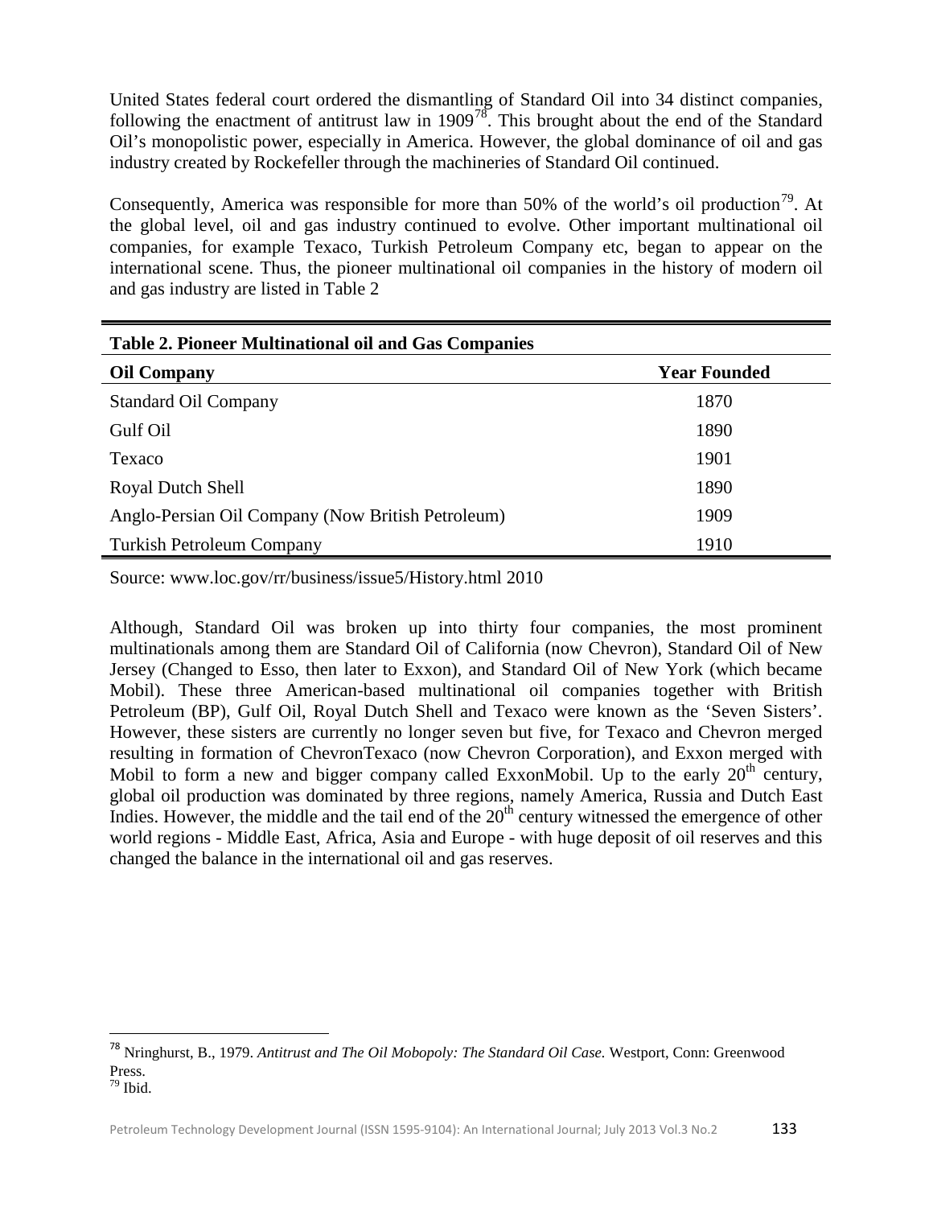United States federal court ordered the dismantling of Standard Oil into 34 distinct companies, following the enactment of antitrust law in 1909[78]. This brought about the end of the Standard Oil's monopolistic power, especially in America. However, the global dominance of oil and gas industry created by Rockefeller through the machineries of Standard Oil continued.

Consequently, America was responsible for more than 50% of the world's oil production[79]. At the global level, oil and gas industry continued to evolve. Other important multinational oil companies, for example Texaco, Turkish Petroleum Company etc, began to appear on the international scene. Thus, the pioneer multinational oil companies in the history of modern oil and gas industry are listed in Table 2

**Table 2. Pioneer Multinational oil and Gas Companies**

| Oil Company | Year Founded |
|---|---|
| Standard Oil Company | 1870 |
| Gulf Oil | 1890 |
| Texaco | 1901 |
| Royal Dutch Shell | 1890 |
| Anglo-Persian Oil Company (Now British Petroleum) | 1909 |
| Turkish Petroleum Company | 1910 |

Source: www.loc.gov/rr/business/issue5/History.html 2010

Although, Standard Oil was broken up into thirty four companies, the most prominent multinationals among them are Standard Oil of California (now Chevron), Standard Oil of New Jersey (Changed to Esso, then later to Exxon), and Standard Oil of New York (which became Mobil). These three American-based multinational oil companies together with British Petroleum (BP), Gulf Oil, Royal Dutch Shell and Texaco were known as the 'Seven Sisters'. However, these sisters are currently no longer seven but five, for Texaco and Chevron merged resulting in formation of ChevronTexaco (now Chevron Corporation), and Exxon merged with Mobil to form a new and bigger company called ExxonMobil. Up to the early 20th century, global oil production was dominated by three regions, namely America, Russia and Dutch East Indies. However, the middle and the tail end of the 20th century witnessed the emergence of other world regions - Middle East, Africa, Asia and Europe - with huge deposit of oil reserves and this changed the balance in the international oil and gas reserves.

---

[78] Nringhurst, B., 1979. *Antitrust and The Oil Mobopoly: The Standard Oil Case.* Westport, Conn: Greenwood Press.

[79] Ibid.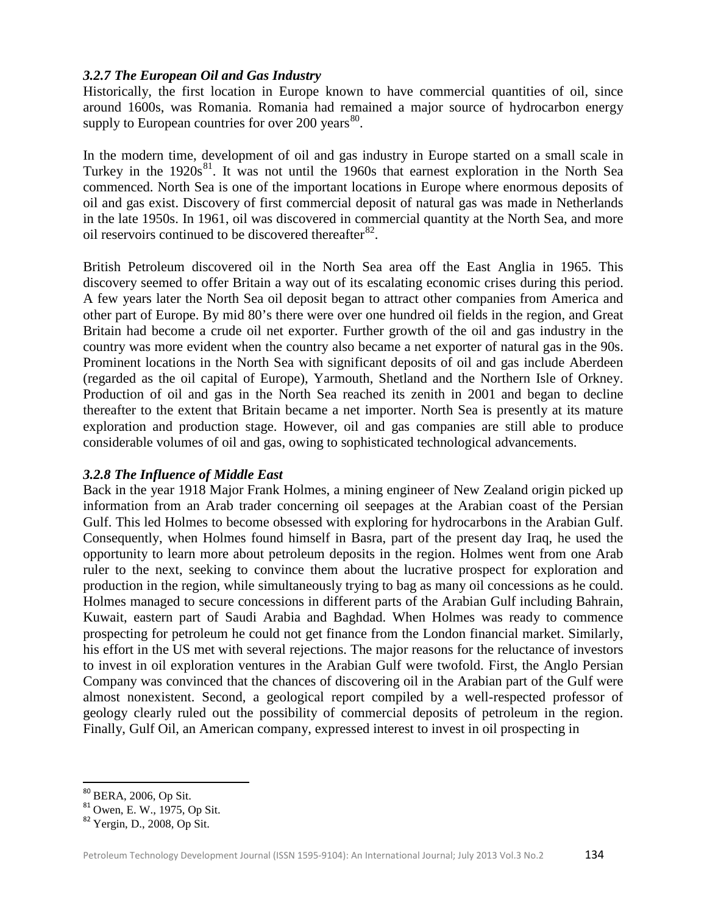### *3.2.7 The European Oil and Gas Industry*

Historically, the first location in Europe known to have commercial quantities of oil, since around 1600s, was Romania. Romania had remained a major source of hydrocarbon energy supply to European countries for over 200 years[80].

In the modern time, development of oil and gas industry in Europe started on a small scale in Turkey in the 1920s[81]. It was not until the 1960s that earnest exploration in the North Sea commenced. North Sea is one of the important locations in Europe where enormous deposits of oil and gas exist. Discovery of first commercial deposit of natural gas was made in Netherlands in the late 1950s. In 1961, oil was discovered in commercial quantity at the North Sea, and more oil reservoirs continued to be discovered thereafter[82].

British Petroleum discovered oil in the North Sea area off the East Anglia in 1965. This discovery seemed to offer Britain a way out of its escalating economic crises during this period. A few years later the North Sea oil deposit began to attract other companies from America and other part of Europe. By mid 80's there were over one hundred oil fields in the region, and Great Britain had become a crude oil net exporter. Further growth of the oil and gas industry in the country was more evident when the country also became a net exporter of natural gas in the 90s. Prominent locations in the North Sea with significant deposits of oil and gas include Aberdeen (regarded as the oil capital of Europe), Yarmouth, Shetland and the Northern Isle of Orkney. Production of oil and gas in the North Sea reached its zenith in 2001 and began to decline thereafter to the extent that Britain became a net importer. North Sea is presently at its mature exploration and production stage. However, oil and gas companies are still able to produce considerable volumes of oil and gas, owing to sophisticated technological advancements.

### *3.2.8 The Influence of Middle East*

Back in the year 1918 Major Frank Holmes, a mining engineer of New Zealand origin picked up information from an Arab trader concerning oil seepages at the Arabian coast of the Persian Gulf. This led Holmes to become obsessed with exploring for hydrocarbons in the Arabian Gulf. Consequently, when Holmes found himself in Basra, part of the present day Iraq, he used the opportunity to learn more about petroleum deposits in the region. Holmes went from one Arab ruler to the next, seeking to convince them about the lucrative prospect for exploration and production in the region, while simultaneously trying to bag as many oil concessions as he could. Holmes managed to secure concessions in different parts of the Arabian Gulf including Bahrain, Kuwait, eastern part of Saudi Arabia and Baghdad. When Holmes was ready to commence prospecting for petroleum he could not get finance from the London financial market. Similarly, his effort in the US met with several rejections. The major reasons for the reluctance of investors to invest in oil exploration ventures in the Arabian Gulf were twofold. First, the Anglo Persian Company was convinced that the chances of discovering oil in the Arabian part of the Gulf were almost nonexistent. Second, a geological report compiled by a well-respected professor of geology clearly ruled out the possibility of commercial deposits of petroleum in the region. Finally, Gulf Oil, an American company, expressed interest to invest in oil prospecting in

---

[80] BERA, 2006, Op Sit.

[81] Owen, E. W., 1975, Op Sit.

[82] Yergin, D., 2008, Op Sit.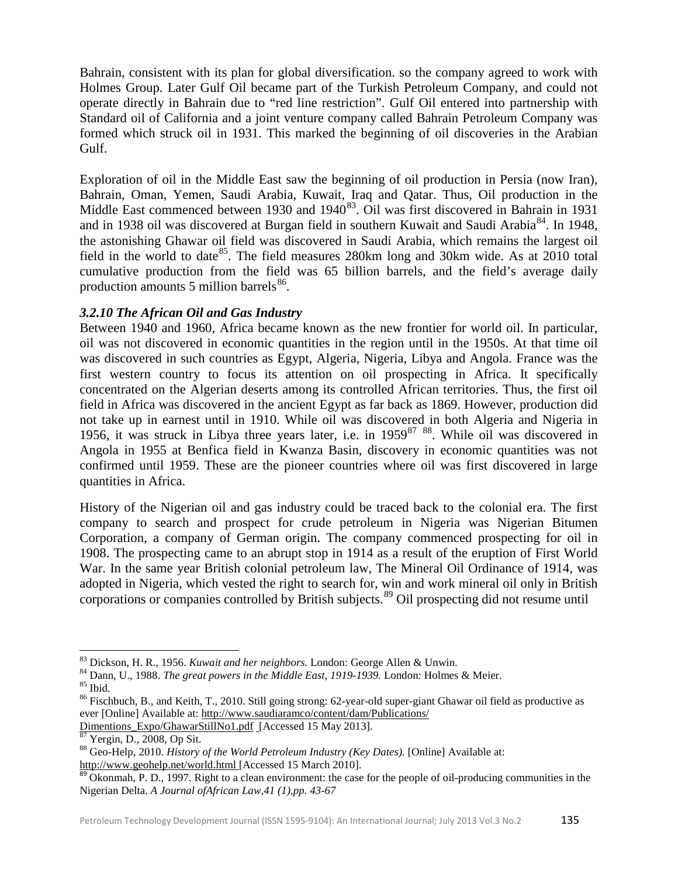Bahrain, consistent with its plan for global diversification. so the company agreed to work with Holmes Group. Later Gulf Oil became part of the Turkish Petroleum Company, and could not operate directly in Bahrain due to "red line restriction". Gulf Oil entered into partnership with Standard oil of California and a joint venture company called Bahrain Petroleum Company was formed which struck oil in 1931. This marked the beginning of oil discoveries in the Arabian Gulf.

Exploration of oil in the Middle East saw the beginning of oil production in Persia (now Iran), Bahrain, Oman, Yemen, Saudi Arabia, Kuwait, Iraq and Qatar. Thus, Oil production in the Middle East commenced between 1930 and 1940[83]. Oil was first discovered in Bahrain in 1931 and in 1938 oil was discovered at Burgan field in southern Kuwait and Saudi Arabia[84]. In 1948, the astonishing Ghawar oil field was discovered in Saudi Arabia, which remains the largest oil field in the world to date[85]. The field measures 280km long and 30km wide. As at 2010 total cumulative production from the field was 65 billion barrels, and the field's average daily production amounts 5 million barrels[86].

### *3.2.10 The African Oil and Gas Industry*

Between 1940 and 1960, Africa became known as the new frontier for world oil. In particular, oil was not discovered in economic quantities in the region until in the 1950s. At that time oil was discovered in such countries as Egypt, Algeria, Nigeria, Libya and Angola. France was the first western country to focus its attention on oil prospecting in Africa. It specifically concentrated on the Algerian deserts among its controlled African territories. Thus, the first oil field in Africa was discovered in the ancient Egypt as far back as 1869. However, production did not take up in earnest until in 1910. While oil was discovered in both Algeria and Nigeria in 1956, it was struck in Libya three years later, i.e. in 1959[87] [88]. While oil was discovered in Angola in 1955 at Benfica field in Kwanza Basin, discovery in economic quantities was not confirmed until 1959. These are the pioneer countries where oil was first discovered in large quantities in Africa.

History of the Nigerian oil and gas industry could be traced back to the colonial era. The first company to search and prospect for crude petroleum in Nigeria was Nigerian Bitumen Corporation, a company of German origin. The company commenced prospecting for oil in 1908. The prospecting came to an abrupt stop in 1914 as a result of the eruption of First World War. In the same year British colonial petroleum law, The Mineral Oil Ordinance of 1914, was adopted in Nigeria, which vested the right to search for, win and work mineral oil only in British corporations or companies controlled by British subjects.[89] Oil prospecting did not resume until

---

[83] Dickson, H. R., 1956. *Kuwait and her neighbors.* London: George Allen & Unwin.

[84] Dann, U., 1988. *The great powers in the Middle East, 1919-1939.* London: Holmes & Meier.

[85] Ibid.

[86] Fischbuch, B., and Keith, T., 2010. Still going strong: 62-year-old super-giant Ghawar oil field as productive as ever [Online] Available at: http://www.saudiaramco/content/dam/Publications/Dimentions_Expo/GhawarStillNo1.pdf [Accessed 15 May 2013].

[87] Yergin, D., 2008, Op Sit.

[88] Geo-Help, 2010. *History of the World Petroleum Industry (Key Dates).* [Online] Available at: http://www.geohelp.net/world.html [Accessed 15 March 2010].

[89] Okonmah, P. D., 1997. Right to a clean environment: the case for the people of oil-producing communities in the Nigerian Delta. *A Journal ofAfrican Law,41 (1),pp. 43-67*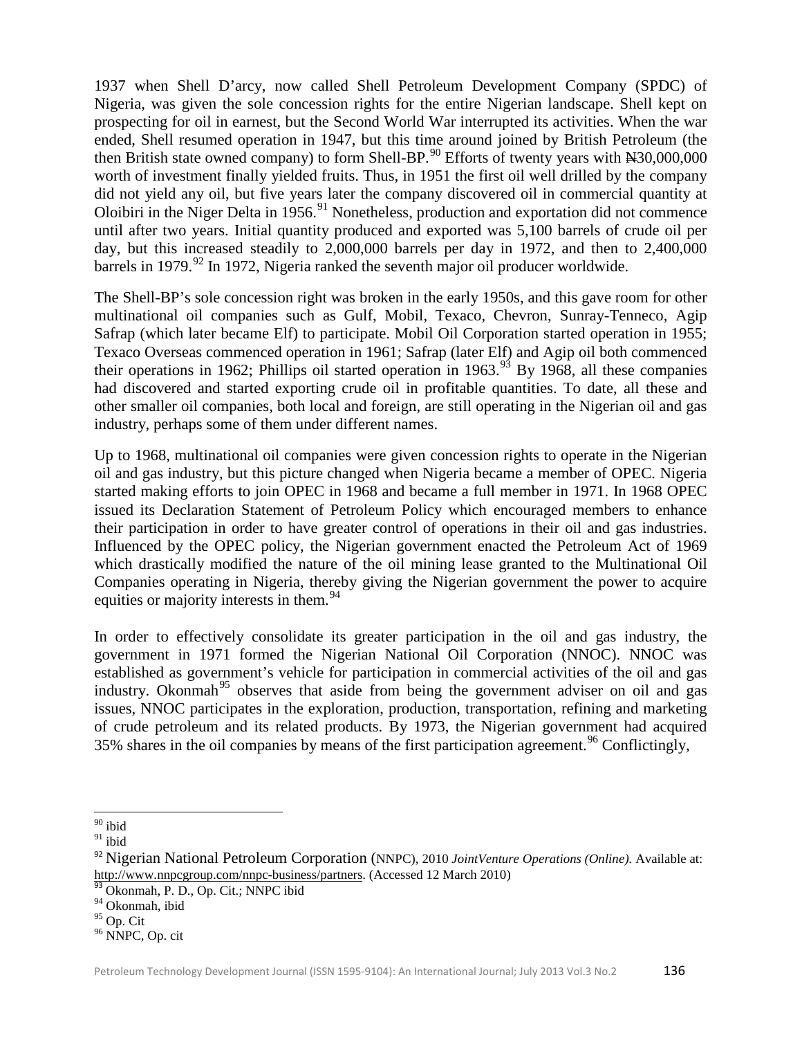1937 when Shell D'arcy, now called Shell Petroleum Development Company (SPDC) of Nigeria, was given the sole concession rights for the entire Nigerian landscape. Shell kept on prospecting for oil in earnest, but the Second World War interrupted its activities. When the war ended, Shell resumed operation in 1947, but this time around joined by British Petroleum (the then British state owned company) to form Shell-BP.[90] Efforts of twenty years with ₦30,000,000 worth of investment finally yielded fruits. Thus, in 1951 the first oil well drilled by the company did not yield any oil, but five years later the company discovered oil in commercial quantity at Oloibiri in the Niger Delta in 1956.[91] Nonetheless, production and exportation did not commence until after two years. Initial quantity produced and exported was 5,100 barrels of crude oil per day, but this increased steadily to 2,000,000 barrels per day in 1972, and then to 2,400,000 barrels in 1979.[92] In 1972, Nigeria ranked the seventh major oil producer worldwide.

The Shell-BP's sole concession right was broken in the early 1950s, and this gave room for other multinational oil companies such as Gulf, Mobil, Texaco, Chevron, Sunray-Tenneco, Agip Safrap (which later became Elf) to participate. Mobil Oil Corporation started operation in 1955; Texaco Overseas commenced operation in 1961; Safrap (later Elf) and Agip oil both commenced their operations in 1962; Phillips oil started operation in 1963.[93] By 1968, all these companies had discovered and started exporting crude oil in profitable quantities. To date, all these and other smaller oil companies, both local and foreign, are still operating in the Nigerian oil and gas industry, perhaps some of them under different names.

Up to 1968, multinational oil companies were given concession rights to operate in the Nigerian oil and gas industry, but this picture changed when Nigeria became a member of OPEC. Nigeria started making efforts to join OPEC in 1968 and became a full member in 1971. In 1968 OPEC issued its Declaration Statement of Petroleum Policy which encouraged members to enhance their participation in order to have greater control of operations in their oil and gas industries. Influenced by the OPEC policy, the Nigerian government enacted the Petroleum Act of 1969 which drastically modified the nature of the oil mining lease granted to the Multinational Oil Companies operating in Nigeria, thereby giving the Nigerian government the power to acquire equities or majority interests in them.[94]

In order to effectively consolidate its greater participation in the oil and gas industry, the government in 1971 formed the Nigerian National Oil Corporation (NNOC). NNOC was established as government's vehicle for participation in commercial activities of the oil and gas industry. Okonmah[95] observes that aside from being the government adviser on oil and gas issues, NNOC participates in the exploration, production, transportation, refining and marketing of crude petroleum and its related products. By 1973, the Nigerian government had acquired 35% shares in the oil companies by means of the first participation agreement.[96] Conflictingly,

---

[90] ibid

[91] ibid

[92] Nigerian National Petroleum Corporation (NNPC), 2010 *JointVenture Operations (Online).* Available at: http://www.nnpcgroup.com/nnpc-business/partners. (Accessed 12 March 2010)

[93] Okonmah, P. D., Op. Cit.; NNPC ibid

[94] Okonmah, ibid

[95] Op. Cit

[96] NNPC, Op. cit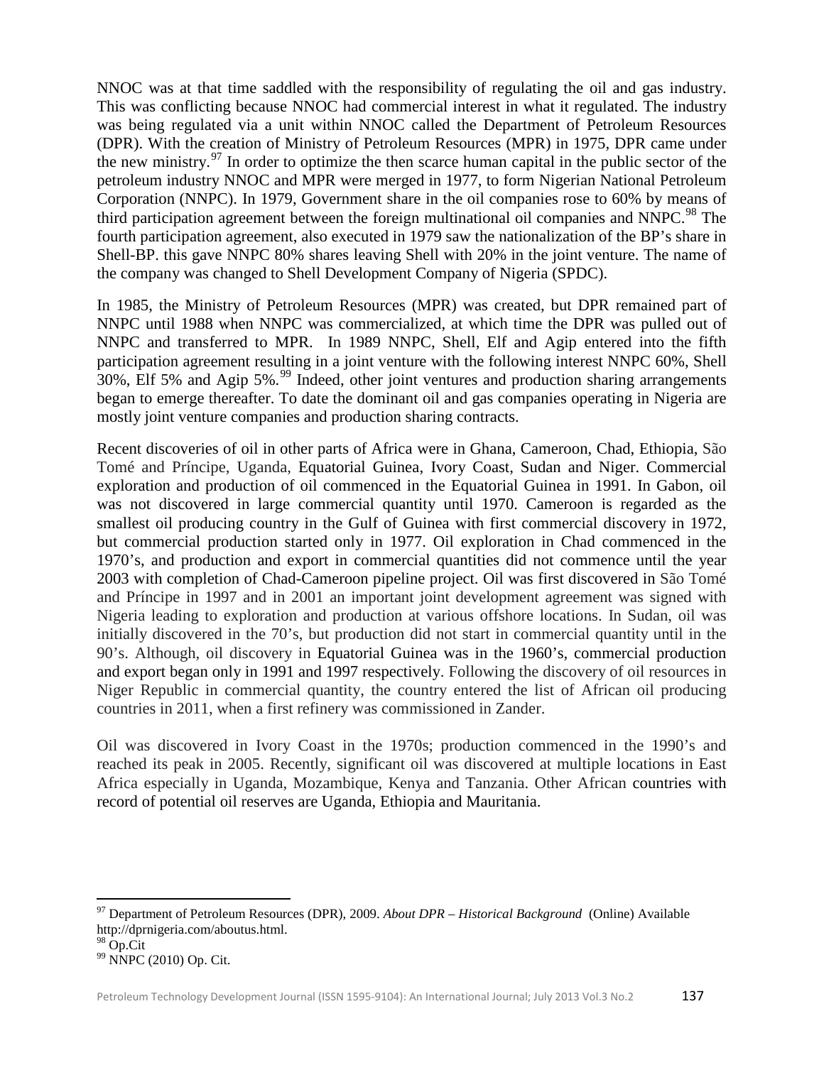NNOC was at that time saddled with the responsibility of regulating the oil and gas industry. This was conflicting because NNOC had commercial interest in what it regulated. The industry was being regulated via a unit within NNOC called the Department of Petroleum Resources (DPR). With the creation of Ministry of Petroleum Resources (MPR) in 1975, DPR came under the new ministry.[97] In order to optimize the then scarce human capital in the public sector of the petroleum industry NNOC and MPR were merged in 1977, to form Nigerian National Petroleum Corporation (NNPC). In 1979, Government share in the oil companies rose to 60% by means of third participation agreement between the foreign multinational oil companies and NNPC.[98] The fourth participation agreement, also executed in 1979 saw the nationalization of the BP's share in Shell-BP. this gave NNPC 80% shares leaving Shell with 20% in the joint venture. The name of the company was changed to Shell Development Company of Nigeria (SPDC).

In 1985, the Ministry of Petroleum Resources (MPR) was created, but DPR remained part of NNPC until 1988 when NNPC was commercialized, at which time the DPR was pulled out of NNPC and transferred to MPR. In 1989 NNPC, Shell, Elf and Agip entered into the fifth participation agreement resulting in a joint venture with the following interest NNPC 60%, Shell 30%, Elf 5% and Agip 5%.[99] Indeed, other joint ventures and production sharing arrangements began to emerge thereafter. To date the dominant oil and gas companies operating in Nigeria are mostly joint venture companies and production sharing contracts.

Recent discoveries of oil in other parts of Africa were in Ghana, Cameroon, Chad, Ethiopia, São Tomé and Príncipe, Uganda, Equatorial Guinea, Ivory Coast, Sudan and Niger. Commercial exploration and production of oil commenced in the Equatorial Guinea in 1991. In Gabon, oil was not discovered in large commercial quantity until 1970. Cameroon is regarded as the smallest oil producing country in the Gulf of Guinea with first commercial discovery in 1972, but commercial production started only in 1977. Oil exploration in Chad commenced in the 1970's, and production and export in commercial quantities did not commence until the year 2003 with completion of Chad-Cameroon pipeline project. Oil was first discovered in São Tomé and Príncipe in 1997 and in 2001 an important joint development agreement was signed with Nigeria leading to exploration and production at various offshore locations. In Sudan, oil was initially discovered in the 70's, but production did not start in commercial quantity until in the 90's. Although, oil discovery in Equatorial Guinea was in the 1960's, commercial production and export began only in 1991 and 1997 respectively. Following the discovery of oil resources in Niger Republic in commercial quantity, the country entered the list of African oil producing countries in 2011, when a first refinery was commissioned in Zander.

Oil was discovered in Ivory Coast in the 1970s; production commenced in the 1990's and reached its peak in 2005. Recently, significant oil was discovered at multiple locations in East Africa especially in Uganda, Mozambique, Kenya and Tanzania. Other African countries with record of potential oil reserves are Uganda, Ethiopia and Mauritania.

---

[97] Department of Petroleum Resources (DPR), 2009. *About DPR – Historical Background* (Online) Available http://dprnigeria.com/aboutus.html.

[98] Op.Cit

[99] NNPC (2010) Op. Cit.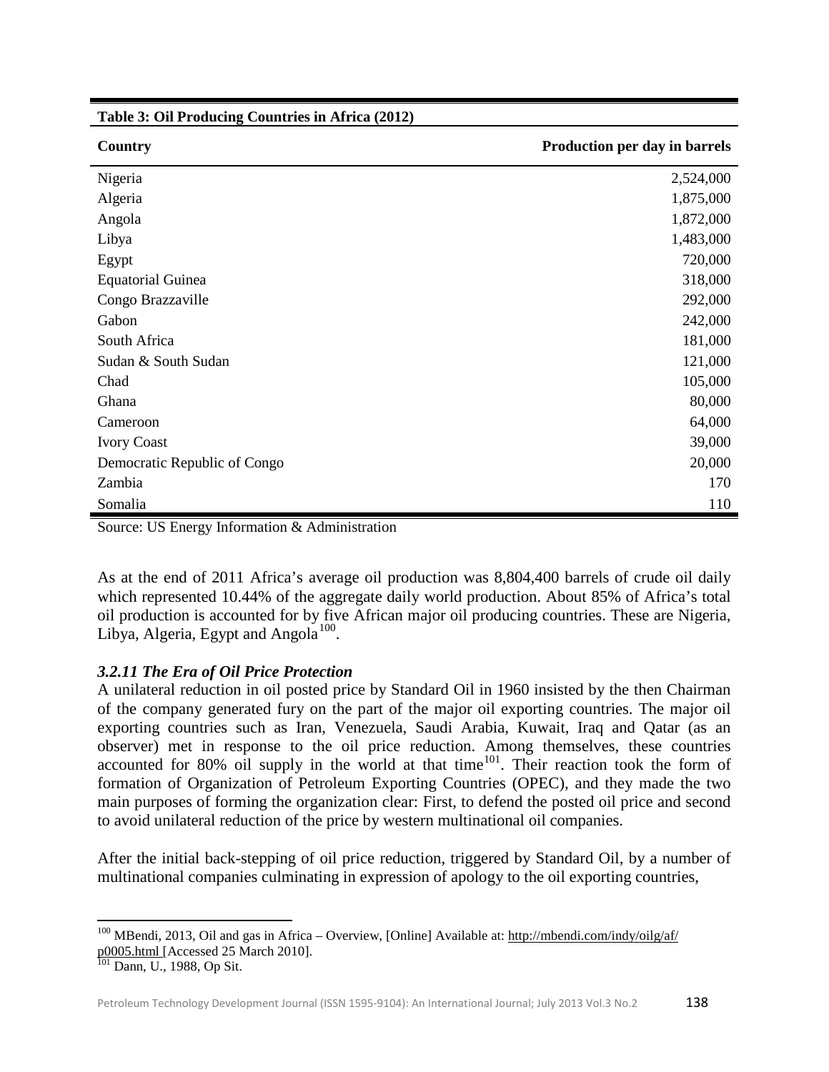**Table 3: Oil Producing Countries in Africa (2012)**

| Country | Production per day in barrels |
|---|---|
| Nigeria | 2,524,000 |
| Algeria | 1,875,000 |
| Angola | 1,872,000 |
| Libya | 1,483,000 |
| Egypt | 720,000 |
| Equatorial Guinea | 318,000 |
| Congo Brazzaville | 292,000 |
| Gabon | 242,000 |
| South Africa | 181,000 |
| Sudan & South Sudan | 121,000 |
| Chad | 105,000 |
| Ghana | 80,000 |
| Cameroon | 64,000 |
| Ivory Coast | 39,000 |
| Democratic Republic of Congo | 20,000 |
| Zambia | 170 |
| Somalia | 110 |

Source: US Energy Information & Administration

As at the end of 2011 Africa's average oil production was 8,804,400 barrels of crude oil daily which represented 10.44% of the aggregate daily world production. About 85% of Africa's total oil production is accounted for by five African major oil producing countries. These are Nigeria, Libya, Algeria, Egypt and Angola[100].

### *3.2.11 The Era of Oil Price Protection*

A unilateral reduction in oil posted price by Standard Oil in 1960 insisted by the then Chairman of the company generated fury on the part of the major oil exporting countries. The major oil exporting countries such as Iran, Venezuela, Saudi Arabia, Kuwait, Iraq and Qatar (as an observer) met in response to the oil price reduction. Among themselves, these countries accounted for 80% oil supply in the world at that time[101]. Their reaction took the form of formation of Organization of Petroleum Exporting Countries (OPEC), and they made the two main purposes of forming the organization clear: First, to defend the posted oil price and second to avoid unilateral reduction of the price by western multinational oil companies.

After the initial back-stepping of oil price reduction, triggered by Standard Oil, by a number of multinational companies culminating in expression of apology to the oil exporting countries,

---

[100] MBendi, 2013, Oil and gas in Africa – Overview, [Online] Available at: http://mbendi.com/indy/oilg/af/p0005.html [Accessed 25 March 2010].

[101] Dann, U., 1988, Op Sit.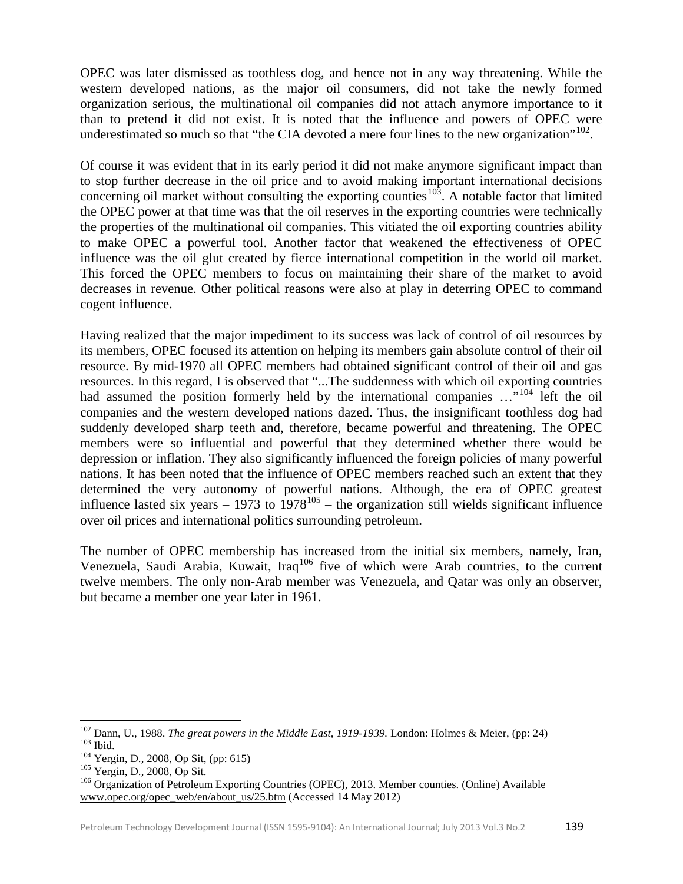OPEC was later dismissed as toothless dog, and hence not in any way threatening. While the western developed nations, as the major oil consumers, did not take the newly formed organization serious, the multinational oil companies did not attach anymore importance to it than to pretend it did not exist. It is noted that the influence and powers of OPEC were underestimated so much so that "the CIA devoted a mere four lines to the new organization"[102].

Of course it was evident that in its early period it did not make anymore significant impact than to stop further decrease in the oil price and to avoid making important international decisions concerning oil market without consulting the exporting counties[103]. A notable factor that limited the OPEC power at that time was that the oil reserves in the exporting countries were technically the properties of the multinational oil companies. This vitiated the oil exporting countries ability to make OPEC a powerful tool. Another factor that weakened the effectiveness of OPEC influence was the oil glut created by fierce international competition in the world oil market. This forced the OPEC members to focus on maintaining their share of the market to avoid decreases in revenue. Other political reasons were also at play in deterring OPEC to command cogent influence.

Having realized that the major impediment to its success was lack of control of oil resources by its members, OPEC focused its attention on helping its members gain absolute control of their oil resource. By mid-1970 all OPEC members had obtained significant control of their oil and gas resources. In this regard, I is observed that "...The suddenness with which oil exporting countries had assumed the position formerly held by the international companies …"[104] left the oil companies and the western developed nations dazed. Thus, the insignificant toothless dog had suddenly developed sharp teeth and, therefore, became powerful and threatening. The OPEC members were so influential and powerful that they determined whether there would be depression or inflation. They also significantly influenced the foreign policies of many powerful nations. It has been noted that the influence of OPEC members reached such an extent that they determined the very autonomy of powerful nations. Although, the era of OPEC greatest influence lasted six years – 1973 to 1978[105] – the organization still wields significant influence over oil prices and international politics surrounding petroleum.

The number of OPEC membership has increased from the initial six members, namely, Iran, Venezuela, Saudi Arabia, Kuwait, Iraq[106] five of which were Arab countries, to the current twelve members. The only non-Arab member was Venezuela, and Qatar was only an observer, but became a member one year later in 1961.

---

[102] Dann, U., 1988. *The great powers in the Middle East, 1919-1939.* London: Holmes & Meier, (pp: 24)
[103] Ibid.
[104] Yergin, D., 2008, Op Sit, (pp: 615)
[105] Yergin, D., 2008, Op Sit.
[106] Organization of Petroleum Exporting Countries (OPEC), 2013. Member counties. (Online) Available www.opec.org/opec_web/en/about_us/25.btm (Accessed 14 May 2012)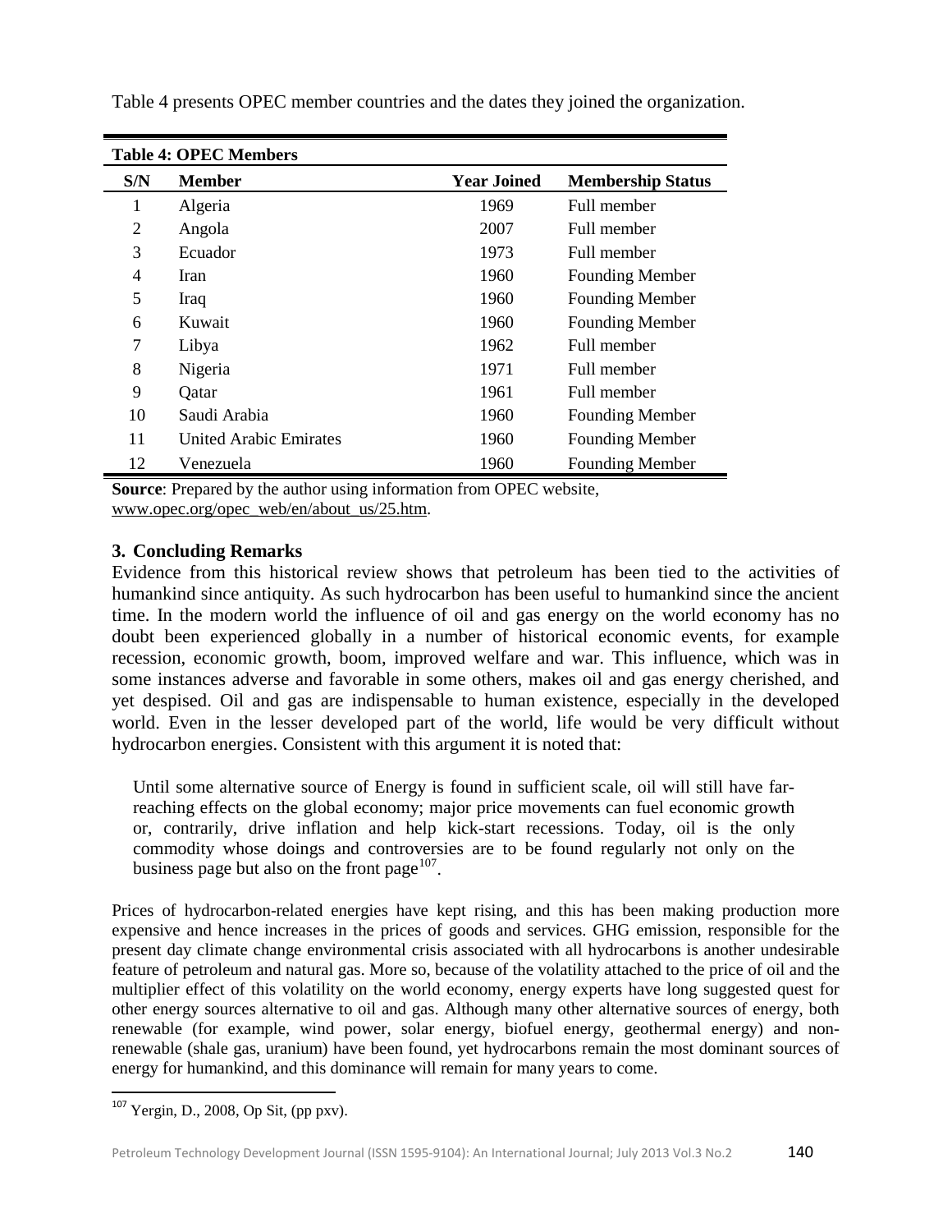Table 4 presents OPEC member countries and the dates they joined the organization.

**Table 4: OPEC Members**

| S/N | Member | Year Joined | Membership Status |
|---|---|---|---|
| 1 | Algeria | 1969 | Full member |
| 2 | Angola | 2007 | Full member |
| 3 | Ecuador | 1973 | Full member |
| 4 | Iran | 1960 | Founding Member |
| 5 | Iraq | 1960 | Founding Member |
| 6 | Kuwait | 1960 | Founding Member |
| 7 | Libya | 1962 | Full member |
| 8 | Nigeria | 1971 | Full member |
| 9 | Qatar | 1961 | Full member |
| 10 | Saudi Arabia | 1960 | Founding Member |
| 11 | United Arabic Emirates | 1960 | Founding Member |
| 12 | Venezuela | 1960 | Founding Member |

**Source**: Prepared by the author using information from OPEC website, www.opec.org/opec_web/en/about_us/25.htm.

## 3. Concluding Remarks

Evidence from this historical review shows that petroleum has been tied to the activities of humankind since antiquity. As such hydrocarbon has been useful to humankind since the ancient time. In the modern world the influence of oil and gas energy on the world economy has no doubt been experienced globally in a number of historical economic events, for example recession, economic growth, boom, improved welfare and war. This influence, which was in some instances adverse and favorable in some others, makes oil and gas energy cherished, and yet despised. Oil and gas are indispensable to human existence, especially in the developed world. Even in the lesser developed part of the world, life would be very difficult without hydrocarbon energies. Consistent with this argument it is noted that:

> Until some alternative source of Energy is found in sufficient scale, oil will still have far-reaching effects on the global economy; major price movements can fuel economic growth or, contrarily, drive inflation and help kick-start recessions. Today, oil is the only commodity whose doings and controversies are to be found regularly not only on the business page but also on the front page[107].

Prices of hydrocarbon-related energies have kept rising, and this has been making production more expensive and hence increases in the prices of goods and services. GHG emission, responsible for the present day climate change environmental crisis associated with all hydrocarbons is another undesirable feature of petroleum and natural gas. More so, because of the volatility attached to the price of oil and the multiplier effect of this volatility on the world economy, energy experts have long suggested quest for other energy sources alternative to oil and gas. Although many other alternative sources of energy, both renewable (for example, wind power, solar energy, biofuel energy, geothermal energy) and non-renewable (shale gas, uranium) have been found, yet hydrocarbons remain the most dominant sources of energy for humankind, and this dominance will remain for many years to come.

[107] Yergin, D., 2008, Op Sit, (pp pxv).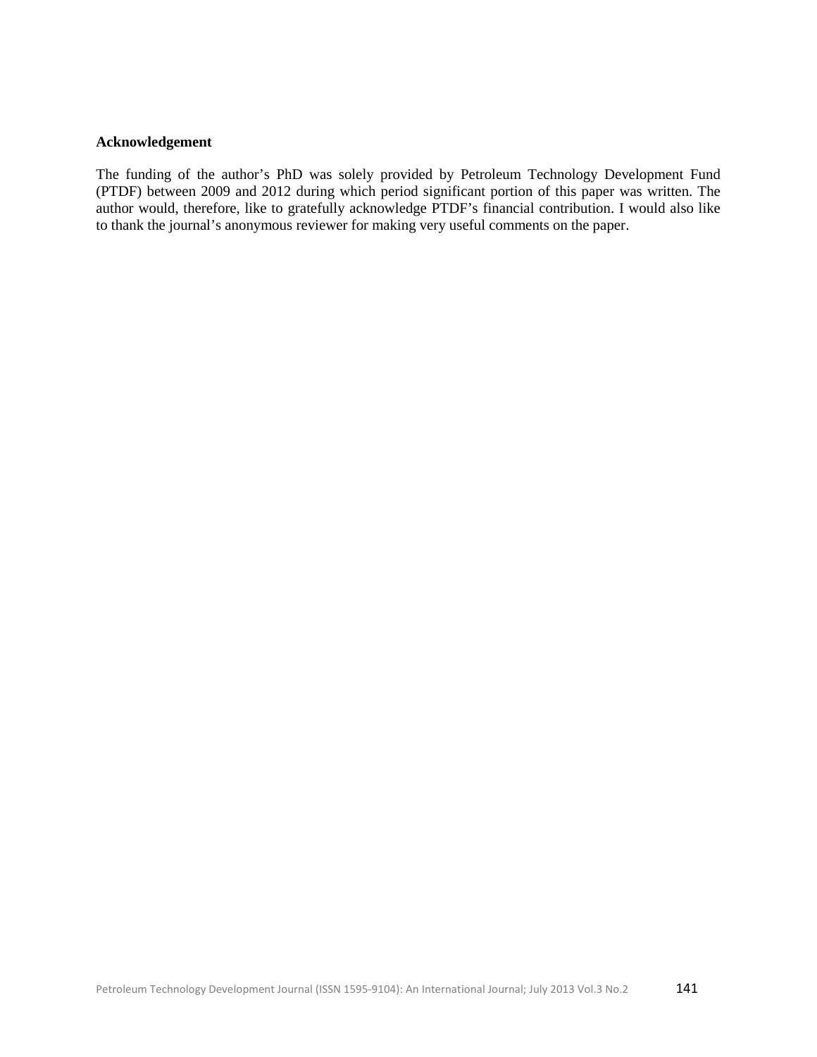**Acknowledgement**

The funding of the author's PhD was solely provided by Petroleum Technology Development Fund (PTDF) between 2009 and 2012 during which period significant portion of this paper was written. The author would, therefore, like to gratefully acknowledge PTDF's financial contribution. I would also like to thank the journal's anonymous reviewer for making very useful comments on the paper.